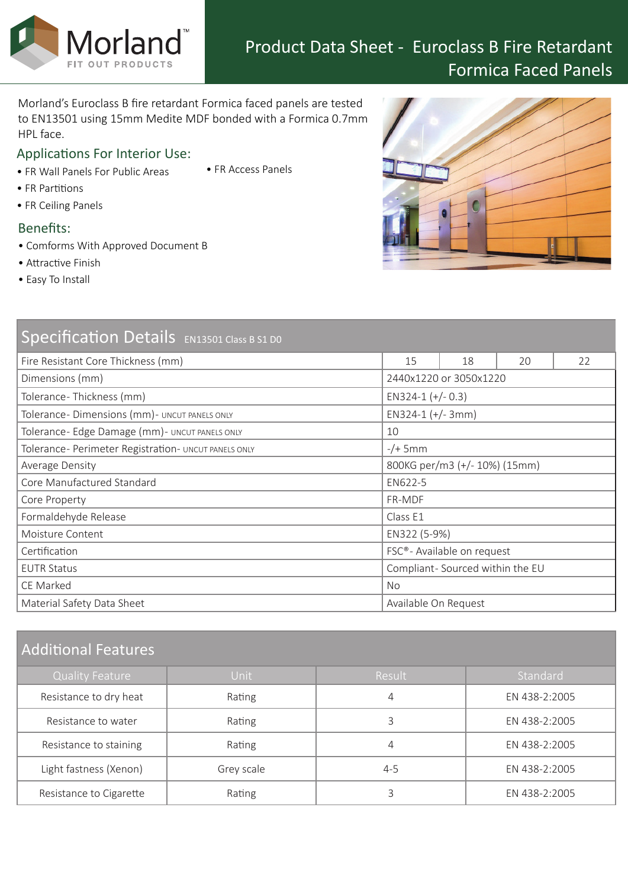# Product Data Sheet - Euroclass B Fire Retardant Formica Faced Panels

Morland's Euroclass B fire retardant Formica faced panels are tested to EN13501 using 15mm Medite MDF bonded with a Formica 0.7mm HPL face.

## Applications For Interior Use:

- FR Wall Panels For Public Areas
- FR Partitions
- FR Ceiling Panels
- FR Access Panels

## Benefits:

- Comforms With Approved Document B
- Attractive Finish
- Easy To Install

## Specification Details EN13501 Class B S1 D0

| | | | | |
|---|---|---|---|---|
| Fire Resistant Core Thickness (mm) | 15 | 18 | 20 | 22 |
| Dimensions (mm) | 2440x1220 or 3050x1220 | | | |
| Tolerance- Thickness (mm) | EN324-1 (+/- 0.3) | | | |
| Tolerance- Dimensions (mm)- UNCUT PANELS ONLY | EN324-1 (+/- 3mm) | | | |
| Tolerance- Edge Damage (mm)- UNCUT PANELS ONLY | 10 | | | |
| Tolerance- Perimeter Registration- UNCUT PANELS ONLY | -/+ 5mm | | | |
| Average Density | 800KG per/m3 (+/- 10%) (15mm) | | | |
| Core Manufactured Standard | EN622-5 | | | |
| Core Property | FR-MDF | | | |
| Formaldehyde Release | Class E1 | | | |
| Moisture Content | EN322 (5-9%) | | | |
| Certification | FSC®- Available on request | | | |
| EUTR Status | Compliant- Sourced within the EU | | | |
| CE Marked | No | | | |
| Material Safety Data Sheet | Available On Request | | | |

## Additional Features

| Quality Feature | Unit | Result | Standard |
|---|---|---|---|
| Resistance to dry heat | Rating | 4 | EN 438-2:2005 |
| Resistance to water | Rating | 3 | EN 438-2:2005 |
| Resistance to staining | Rating | 4 | EN 438-2:2005 |
| Light fastness (Xenon) | Grey scale | 4-5 | EN 438-2:2005 |
| Resistance to Cigarette | Rating | 3 | EN 438-2:2005 |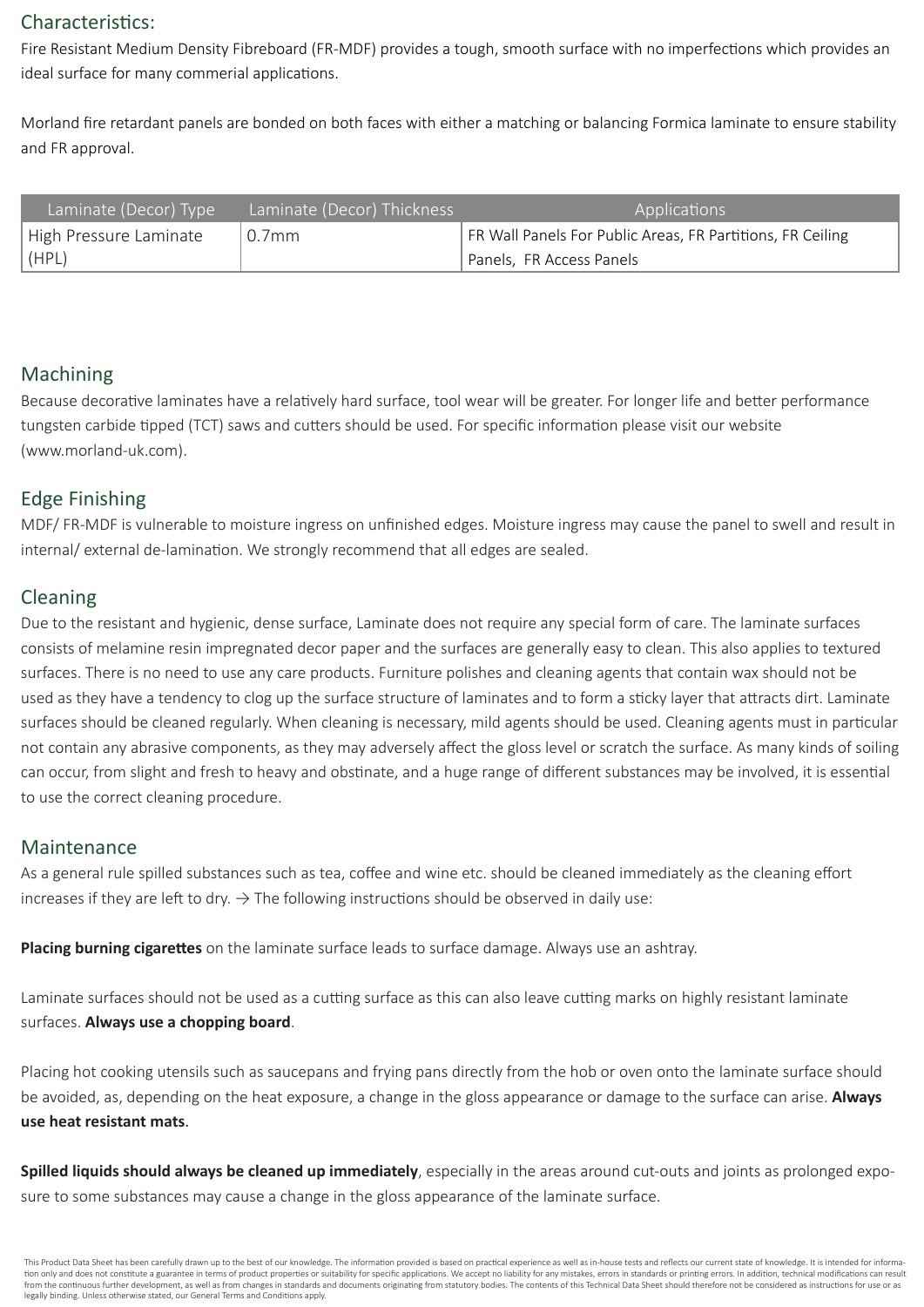## Characteristics:

Fire Resistant Medium Density Fibreboard (FR-MDF) provides a tough, smooth surface with no imperfections which provides an ideal surface for many commerial applications.

Morland fire retardant panels are bonded on both faces with either a matching or balancing Formica laminate to ensure stability and FR approval.

| Laminate (Decor) Type | Laminate (Decor) Thickness | Applications |
|---|---|---|
| High Pressure Laminate (HPL) | 0.7mm | FR Wall Panels For Public Areas, FR Partitions, FR Ceiling Panels, FR Access Panels |

## Machining

Because decorative laminates have a relatively hard surface, tool wear will be greater. For longer life and better performance tungsten carbide tipped (TCT) saws and cutters should be used. For specific information please visit our website (www.morland-uk.com).

## Edge Finishing

MDF/ FR-MDF is vulnerable to moisture ingress on unfinished edges. Moisture ingress may cause the panel to swell and result in internal/ external de-lamination. We strongly recommend that all edges are sealed.

## Cleaning

Due to the resistant and hygienic, dense surface, Laminate does not require any special form of care. The laminate surfaces consists of melamine resin impregnated decor paper and the surfaces are generally easy to clean. This also applies to textured surfaces. There is no need to use any care products. Furniture polishes and cleaning agents that contain wax should not be used as they have a tendency to clog up the surface structure of laminates and to form a sticky layer that attracts dirt. Laminate surfaces should be cleaned regularly. When cleaning is necessary, mild agents should be used. Cleaning agents must in particular not contain any abrasive components, as they may adversely affect the gloss level or scratch the surface. As many kinds of soiling can occur, from slight and fresh to heavy and obstinate, and a huge range of different substances may be involved, it is essential to use the correct cleaning procedure.

## Maintenance

As a general rule spilled substances such as tea, coffee and wine etc. should be cleaned immediately as the cleaning effort increases if they are left to dry. → The following instructions should be observed in daily use:

**Placing burning cigarettes** on the laminate surface leads to surface damage. Always use an ashtray.

Laminate surfaces should not be used as a cutting surface as this can also leave cutting marks on highly resistant laminate surfaces. **Always use a chopping board**.

Placing hot cooking utensils such as saucepans and frying pans directly from the hob or oven onto the laminate surface should be avoided, as, depending on the heat exposure, a change in the gloss appearance or damage to the surface can arise. **Always use heat resistant mats**.

**Spilled liquids should always be cleaned up immediately**, especially in the areas around cut-outs and joints as prolonged exposure to some substances may cause a change in the gloss appearance of the laminate surface.

This Product Data Sheet has been carefully drawn up to the best of our knowledge. The information provided is based on practical experience as well as in-house tests and reflects our current state of knowledge. It is intended for information only and does not constitute a guarantee in terms of product properties or suitability for specific applications. We accept no liability for any mistakes, errors in standards or printing errors. In addition, technical modifications can result from the continuous further development, as well as from changes in standards and documents originating from statutory bodies. The contents of this Technical Data Sheet should therefore not be considered as instructions for use or as legally binding. Unless otherwise stated, our General Terms and Conditions apply.